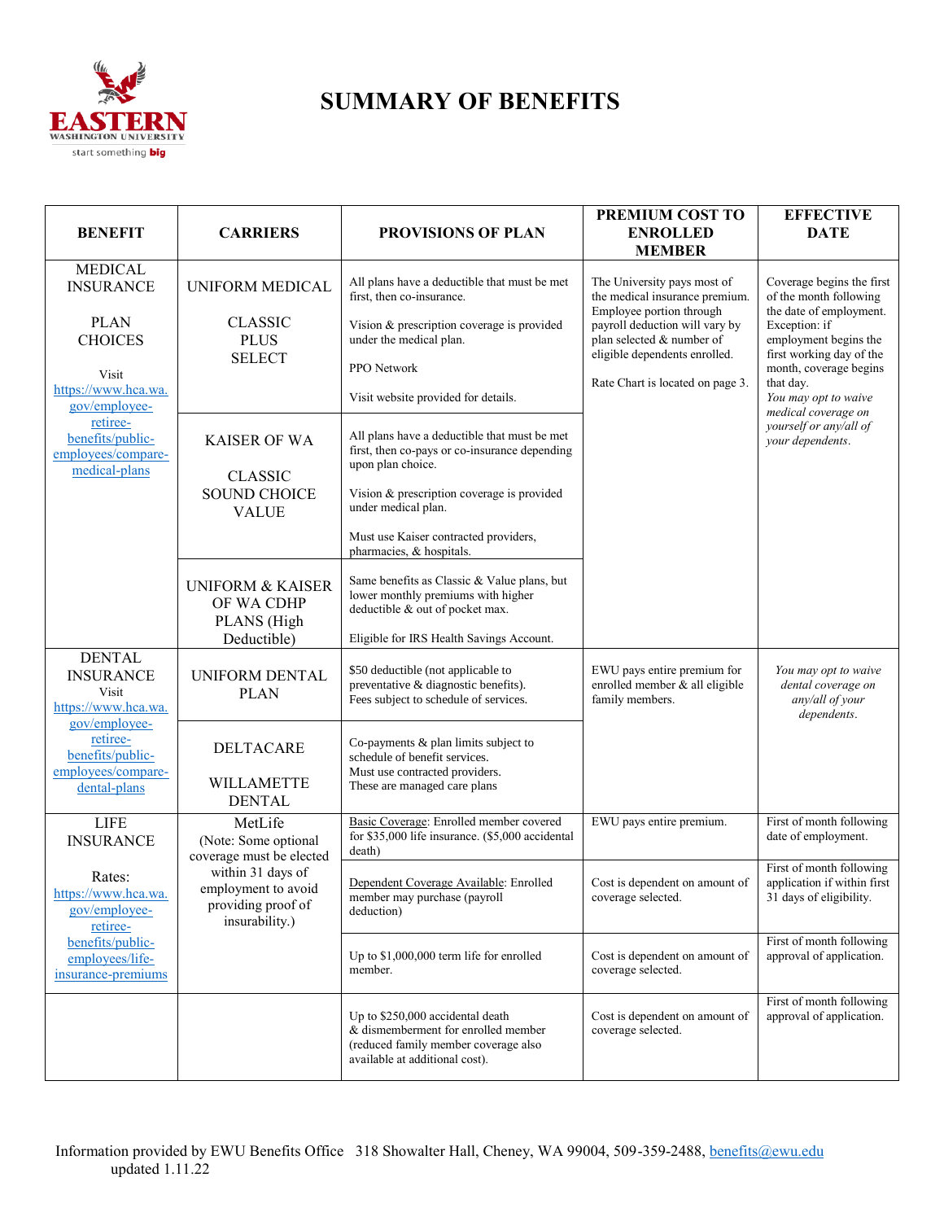# SUMMARY OF BENEFITS

| BENEFIT | CARRIERS | PROVISIONS OF PLAN | PREMIUM COST TO ENROLLED MEMBER | EFFECTIVE DATE |
|---|---|---|---|---|
| MEDICAL INSURANCE<br><br>PLAN CHOICES<br><br>Visit https://www.hca.wa.gov/employee-retiree-benefits/public-employees/compare-medical-plans | UNIFORM MEDICAL<br><br>CLASSIC<br>PLUS<br>SELECT | All plans have a deductible that must be met first, then co-insurance.<br><br>Vision & prescription coverage is provided under the medical plan.<br><br>PPO Network<br><br>Visit website provided for details. | The University pays most of the medical insurance premium. Employee portion through payroll deduction will vary by plan selected & number of eligible dependents enrolled.<br><br>Rate Chart is located on page 3. | Coverage begins the first of the month following the date of employment. Exception: if employment begins the first working day of the month, coverage begins that day.<br>*You may opt to waive medical coverage on yourself or any/all of your dependents.* |
| | KAISER OF WA<br><br>CLASSIC<br>SOUND CHOICE<br>VALUE | All plans have a deductible that must be met first, then co-pays or co-insurance depending upon plan choice.<br><br>Vision & prescription coverage is provided under medical plan.<br><br>Must use Kaiser contracted providers, pharmacies, & hospitals. | | |
| | UNIFORM & KAISER OF WA CDHP PLANS (High Deductible) | Same benefits as Classic & Value plans, but lower monthly premiums with higher deductible & out of pocket max.<br><br>Eligible for IRS Health Savings Account. | | |
| DENTAL INSURANCE<br>Visit https://www.hca.wa.gov/employee-retiree-benefits/public-employees/compare-dental-plans | UNIFORM DENTAL PLAN | $50 deductible (not applicable to preventative & diagnostic benefits).<br>Fees subject to schedule of services. | EWU pays entire premium for enrolled member & all eligible family members. | *You may opt to waive dental coverage on any/all of your dependents.* |
| | DELTACARE<br><br>WILLAMETTE DENTAL | Co-payments & plan limits subject to schedule of benefit services.<br>Must use contracted providers.<br>These are managed care plans | | |
| LIFE INSURANCE<br><br>Rates:<br>https://www.hca.wa.gov/employee-retiree-benefits/public-employees/life-insurance-premiums | MetLife<br>(Note: Some optional coverage must be elected within 31 days of employment to avoid providing proof of insurability.) | Basic Coverage: Enrolled member covered for $35,000 life insurance. ($5,000 accidental death) | EWU pays entire premium. | First of month following date of employment. |
| | | Dependent Coverage Available: Enrolled member may purchase (payroll deduction) | Cost is dependent on amount of coverage selected. | First of month following application if within first 31 days of eligibility. |
| | | Up to $1,000,000 term life for enrolled member. | Cost is dependent on amount of coverage selected. | First of month following approval of application. |
| | | Up to $250,000 accidental death & dismemberment for enrolled member (reduced family member coverage also available at additional cost). | Cost is dependent on amount of coverage selected. | First of month following approval of application. |

Information provided by EWU Benefits Office 318 Showalter Hall, Cheney, WA 99004, 509-359-2488, benefits@ewu.edu
updated 1.11.22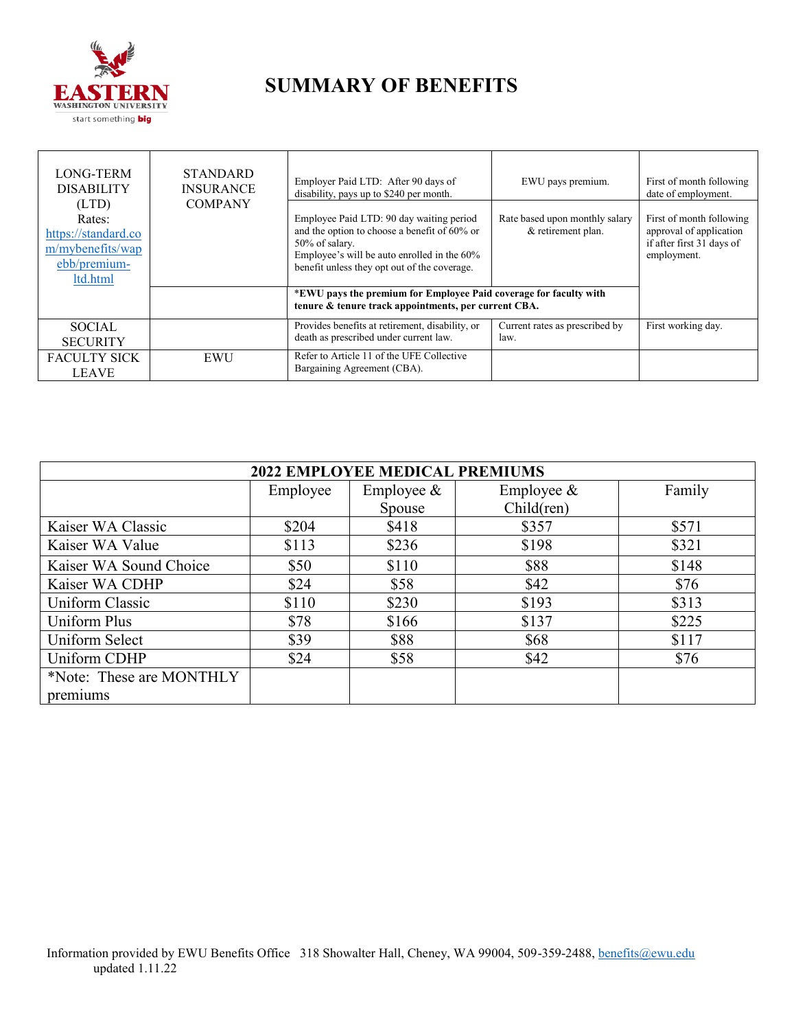# SUMMARY OF BENEFITS

| | | | | |
|---|---|---|---|---|
| LONG-TERM DISABILITY (LTD) Rates: https://standard.com/mybenefits/wapebb/premium-ltd.html | STANDARD INSURANCE COMPANY | Employer Paid LTD: After 90 days of disability, pays up to $240 per month. | EWU pays premium. | First of month following date of employment. |
| | | Employee Paid LTD: 90 day waiting period and the option to choose a benefit of 60% or 50% of salary. Employee's will be auto enrolled in the 60% benefit unless they opt out of the coverage. | Rate based upon monthly salary & retirement plan. | First of month following approval of application if after first 31 days of employment. |
| | | **\*EWU pays the premium for Employee Paid coverage for faculty with tenure & tenure track appointments, per current CBA.** | | |
| SOCIAL SECURITY | | Provides benefits at retirement, disability, or death as prescribed under current law. | Current rates as prescribed by law. | First working day. |
| FACULTY SICK LEAVE | EWU | Refer to Article 11 of the UFE Collective Bargaining Agreement (CBA). | | |

| 2022 EMPLOYEE MEDICAL PREMIUMS | | | | |
|---|---|---|---|---|
| | Employee | Employee & Spouse | Employee & Child(ren) | Family |
| Kaiser WA Classic | $204 | $418 | $357 | $571 |
| Kaiser WA Value | $113 | $236 | $198 | $321 |
| Kaiser WA Sound Choice | $50 | $110 | $88 | $148 |
| Kaiser WA CDHP | $24 | $58 | $42 | $76 |
| Uniform Classic | $110 | $230 | $193 | $313 |
| Uniform Plus | $78 | $166 | $137 | $225 |
| Uniform Select | $39 | $88 | $68 | $117 |
| Uniform CDHP | $24 | $58 | $42 | $76 |
| *Note: These are MONTHLY premiums | | | | |

Information provided by EWU Benefits Office 318 Showalter Hall, Cheney, WA 99004, 509-359-2488, benefits@ewu.edu
updated 1.11.22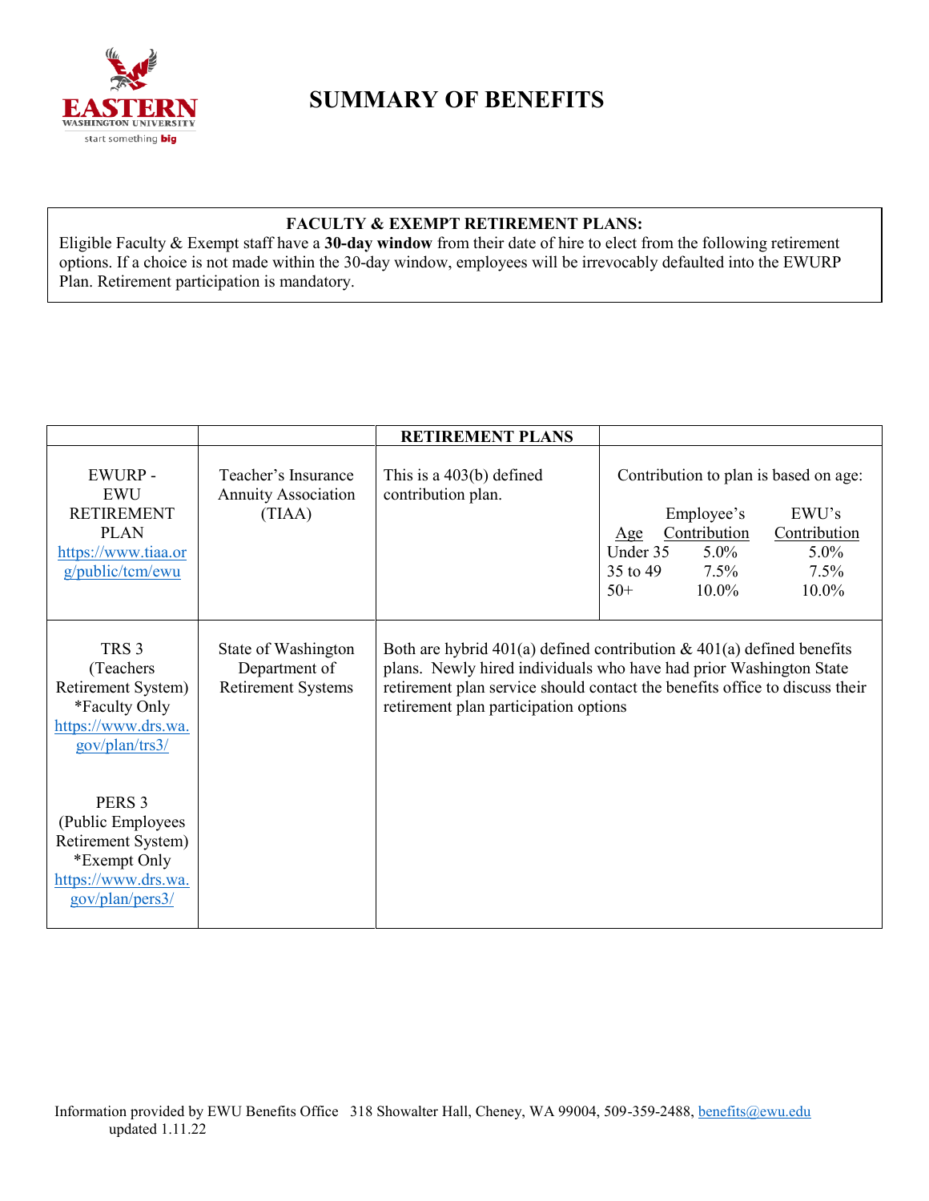# SUMMARY OF BENEFITS

**FACULTY & EXEMPT RETIREMENT PLANS:**

Eligible Faculty & Exempt staff have a **30-day window** from their date of hire to elect from the following retirement options. If a choice is not made within the 30-day window, employees will be irrevocably defaulted into the EWURP Plan. Retirement participation is mandatory.

| | | RETIREMENT PLANS | |
|---|---|---|---|
| EWURP - EWU RETIREMENT PLAN https://www.tiaa.org/public/tcm/ewu | Teacher's Insurance Annuity Association (TIAA) | This is a 403(b) defined contribution plan. | Contribution to plan is based on age:<br><br>Age / Employee's Contribution / EWU's Contribution<br>Under 35 / 5.0% / 5.0%<br>35 to 49 / 7.5% / 7.5%<br>50+ / 10.0% / 10.0% |
| TRS 3 (Teachers Retirement System) *Faculty Only https://www.drs.wa.gov/plan/trs3/<br><br>PERS 3 (Public Employees Retirement System) *Exempt Only https://www.drs.wa.gov/plan/pers3/ | State of Washington Department of Retirement Systems | Both are hybrid 401(a) defined contribution & 401(a) defined benefits plans. Newly hired individuals who have had prior Washington State retirement plan service should contact the benefits office to discuss their retirement plan participation options | |

Information provided by EWU Benefits Office 318 Showalter Hall, Cheney, WA 99004, 509-359-2488, benefits@ewu.edu
updated 1.11.22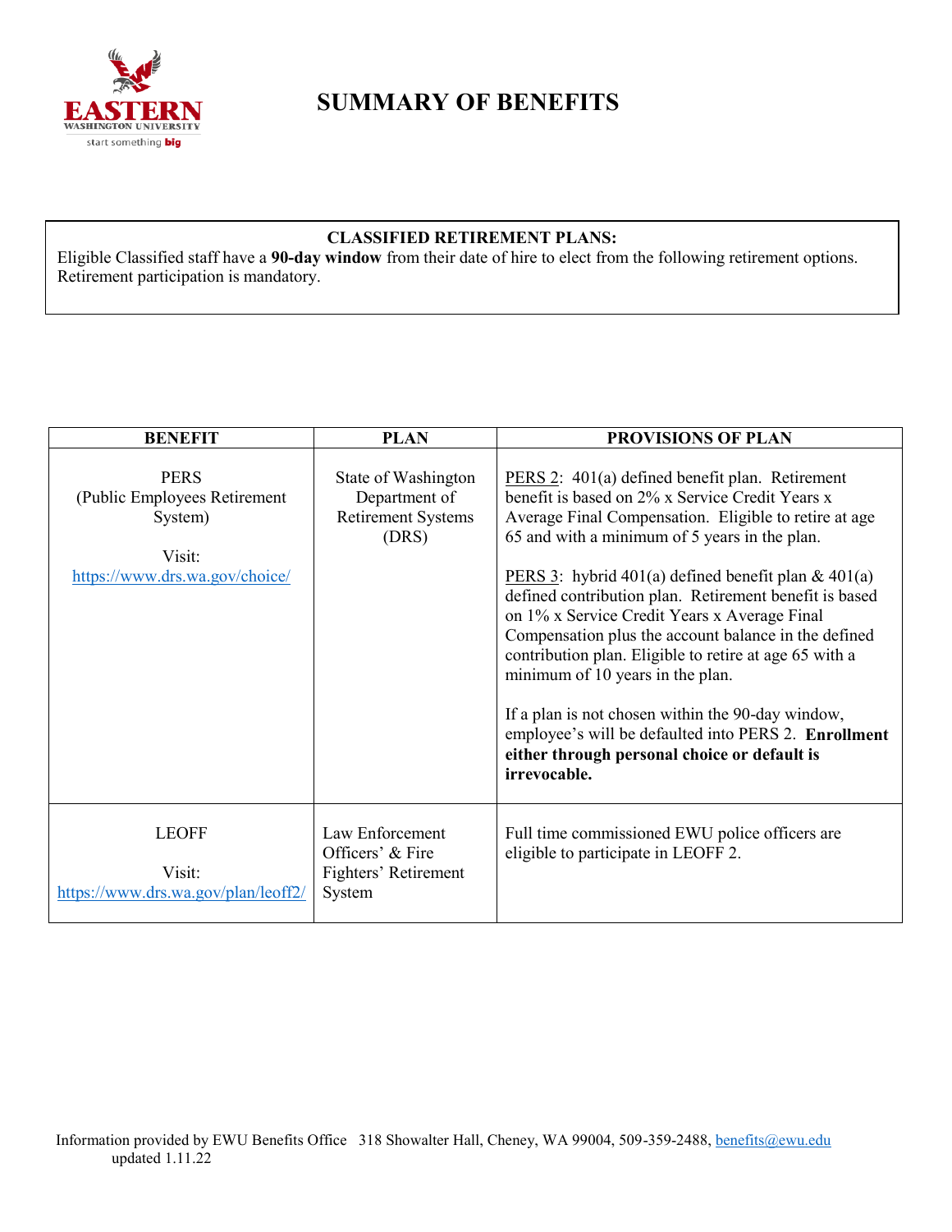# SUMMARY OF BENEFITS

**CLASSIFIED RETIREMENT PLANS:**

Eligible Classified staff have a **90-day window** from their date of hire to elect from the following retirement options. Retirement participation is mandatory.

| BENEFIT | PLAN | PROVISIONS OF PLAN |
|---|---|---|
| PERS (Public Employees Retirement System)<br><br>Visit: https://www.drs.wa.gov/choice/ | State of Washington Department of Retirement Systems (DRS) | PERS 2: 401(a) defined benefit plan. Retirement benefit is based on 2% x Service Credit Years x Average Final Compensation. Eligible to retire at age 65 and with a minimum of 5 years in the plan.<br><br>PERS 3: hybrid 401(a) defined benefit plan & 401(a) defined contribution plan. Retirement benefit is based on 1% x Service Credit Years x Average Final Compensation plus the account balance in the defined contribution plan. Eligible to retire at age 65 with a minimum of 10 years in the plan.<br><br>If a plan is not chosen within the 90-day window, employee's will be defaulted into PERS 2. **Enrollment either through personal choice or default is irrevocable.** |
| LEOFF<br><br>Visit: https://www.drs.wa.gov/plan/leoff2/ | Law Enforcement Officers' & Fire Fighters' Retirement System | Full time commissioned EWU police officers are eligible to participate in LEOFF 2. |

Information provided by EWU Benefits Office 318 Showalter Hall, Cheney, WA 99004, 509-359-2488, benefits@ewu.edu
updated 1.11.22